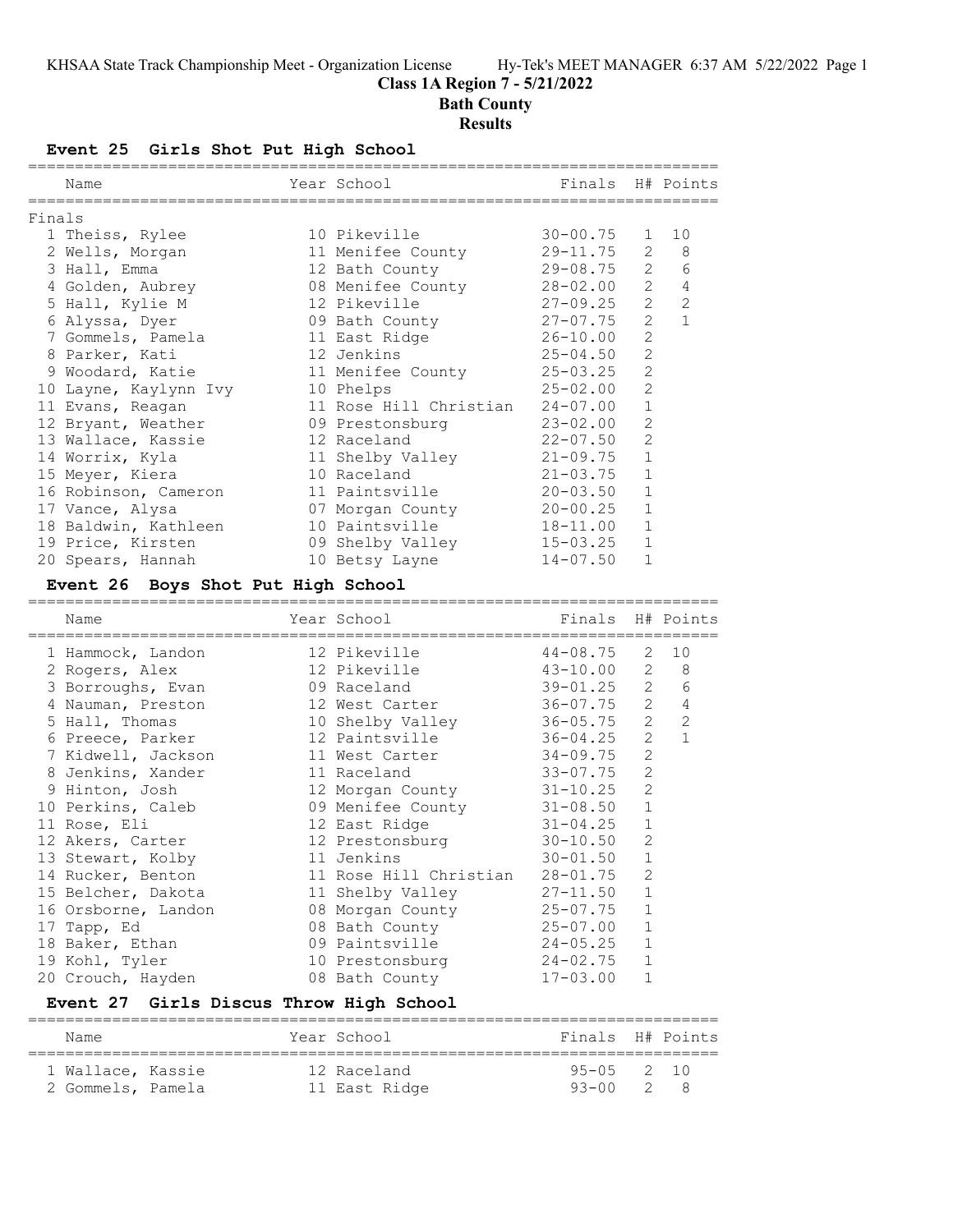# Class 1A Region 7 - 5/21/2022

## Bath County

## Results

### Event 25 Girls Shot Put High School

| | Name | Year | School | Finals | H# | Points |
|---|---|---|---|---|---|---|
| **Finals** | | | | | | |
| 1 | Theiss, Rylee | 10 | Pikeville | 30-00.75 | 1 | 10 |
| 2 | Wells, Morgan | 11 | Menifee County | 29-11.75 | 2 | 8 |
| 3 | Hall, Emma | 12 | Bath County | 29-08.75 | 2 | 6 |
| 4 | Golden, Aubrey | 08 | Menifee County | 28-02.00 | 2 | 4 |
| 5 | Hall, Kylie M | 12 | Pikeville | 27-09.25 | 2 | 2 |
| 6 | Alyssa, Dyer | 09 | Bath County | 27-07.75 | 2 | 1 |
| 7 | Gommels, Pamela | 11 | East Ridge | 26-10.00 | 2 | |
| 8 | Parker, Kati | 12 | Jenkins | 25-04.50 | 2 | |
| 9 | Woodard, Katie | 11 | Menifee County | 25-03.25 | 2 | |
| 10 | Layne, Kaylynn Ivy | 10 | Phelps | 25-02.00 | 2 | |
| 11 | Evans, Reagan | 11 | Rose Hill Christian | 24-07.00 | 1 | |
| 12 | Bryant, Weather | 09 | Prestonsburg | 23-02.00 | 2 | |
| 13 | Wallace, Kassie | 12 | Raceland | 22-07.50 | 2 | |
| 14 | Worrix, Kyla | 11 | Shelby Valley | 21-09.75 | 1 | |
| 15 | Meyer, Kiera | 10 | Raceland | 21-03.75 | 1 | |
| 16 | Robinson, Cameron | 11 | Paintsville | 20-03.50 | 1 | |
| 17 | Vance, Alysa | 07 | Morgan County | 20-00.25 | 1 | |
| 18 | Baldwin, Kathleen | 10 | Paintsville | 18-11.00 | 1 | |
| 19 | Price, Kirsten | 09 | Shelby Valley | 15-03.25 | 1 | |
| 20 | Spears, Hannah | 10 | Betsy Layne | 14-07.50 | 1 | |

### Event 26 Boys Shot Put High School

| | Name | Year | School | Finals | H# | Points |
|---|---|---|---|---|---|---|
| 1 | Hammock, Landon | 12 | Pikeville | 44-08.75 | 2 | 10 |
| 2 | Rogers, Alex | 12 | Pikeville | 43-10.00 | 2 | 8 |
| 3 | Borroughs, Evan | 09 | Raceland | 39-01.25 | 2 | 6 |
| 4 | Nauman, Preston | 12 | West Carter | 36-07.75 | 2 | 4 |
| 5 | Hall, Thomas | 10 | Shelby Valley | 36-05.75 | 2 | 2 |
| 6 | Preece, Parker | 12 | Paintsville | 36-04.25 | 2 | 1 |
| 7 | Kidwell, Jackson | 11 | West Carter | 34-09.75 | 2 | |
| 8 | Jenkins, Xander | 11 | Raceland | 33-07.75 | 2 | |
| 9 | Hinton, Josh | 12 | Morgan County | 31-10.25 | 2 | |
| 10 | Perkins, Caleb | 09 | Menifee County | 31-08.50 | 1 | |
| 11 | Rose, Eli | 12 | East Ridge | 31-04.25 | 1 | |
| 12 | Akers, Carter | 12 | Prestonsburg | 30-10.50 | 2 | |
| 13 | Stewart, Kolby | 11 | Jenkins | 30-01.50 | 1 | |
| 14 | Rucker, Benton | 11 | Rose Hill Christian | 28-01.75 | 2 | |
| 15 | Belcher, Dakota | 11 | Shelby Valley | 27-11.50 | 1 | |
| 16 | Orsborne, Landon | 08 | Morgan County | 25-07.75 | 1 | |
| 17 | Tapp, Ed | 08 | Bath County | 25-07.00 | 1 | |
| 18 | Baker, Ethan | 09 | Paintsville | 24-05.25 | 1 | |
| 19 | Kohl, Tyler | 10 | Prestonsburg | 24-02.75 | 1 | |
| 20 | Crouch, Hayden | 08 | Bath County | 17-03.00 | 1 | |

### Event 27 Girls Discus Throw High School

| | Name | Year | School | Finals | H# | Points |
|---|---|---|---|---|---|---|
| 1 | Wallace, Kassie | 12 | Raceland | 95-05 | 2 | 10 |
| 2 | Gommels, Pamela | 11 | East Ridge | 93-00 | 2 | 8 |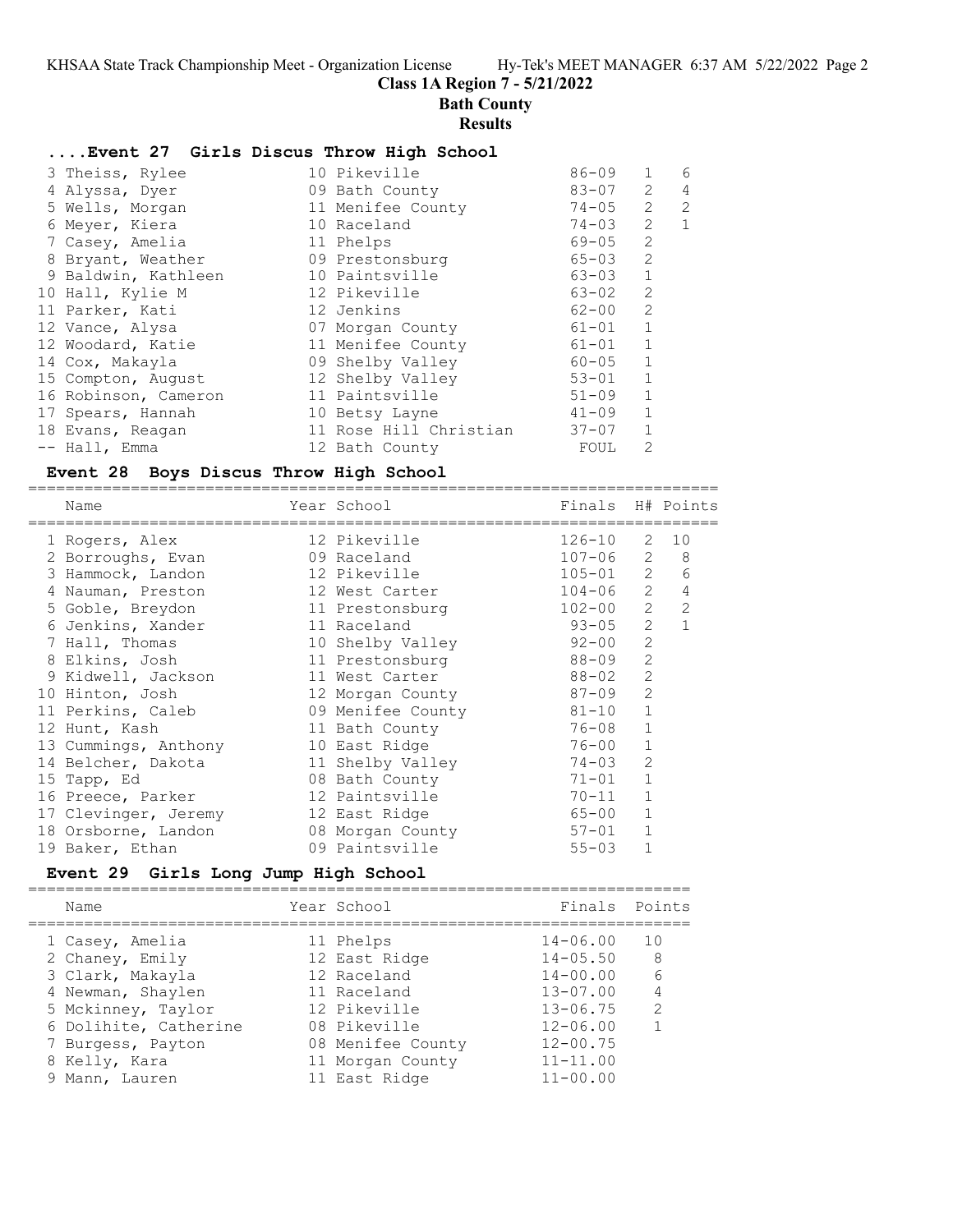# Class 1A Region 7 - 5/21/2022
## Bath County
## Results

### ....Event 27 Girls Discus Throw High School

| Name | Year | School | Finals | H# | Points |
|---|---|---|---|---|---|
| 3 Theiss, Rylee | 10 | Pikeville | 86-09 | 1 | 6 |
| 4 Alyssa, Dyer | 09 | Bath County | 83-07 | 2 | 4 |
| 5 Wells, Morgan | 11 | Menifee County | 74-05 | 2 | 2 |
| 6 Meyer, Kiera | 10 | Raceland | 74-03 | 2 | 1 |
| 7 Casey, Amelia | 11 | Phelps | 69-05 | 2 | |
| 8 Bryant, Weather | 09 | Prestonsburg | 65-03 | 2 | |
| 9 Baldwin, Kathleen | 10 | Paintsville | 63-03 | 1 | |
| 10 Hall, Kylie M | 12 | Pikeville | 63-02 | 2 | |
| 11 Parker, Kati | 12 | Jenkins | 62-00 | 2 | |
| 12 Vance, Alysa | 07 | Morgan County | 61-01 | 1 | |
| 12 Woodard, Katie | 11 | Menifee County | 61-01 | 1 | |
| 14 Cox, Makayla | 09 | Shelby Valley | 60-05 | 1 | |
| 15 Compton, August | 12 | Shelby Valley | 53-01 | 1 | |
| 16 Robinson, Cameron | 11 | Paintsville | 51-09 | 1 | |
| 17 Spears, Hannah | 10 | Betsy Layne | 41-09 | 1 | |
| 18 Evans, Reagan | 11 | Rose Hill Christian | 37-07 | 1 | |
| -- Hall, Emma | 12 | Bath County | FOUL | 2 | |

### Event 28 Boys Discus Throw High School

| Name | Year | School | Finals | H# | Points |
|---|---|---|---|---|---|
| 1 Rogers, Alex | 12 | Pikeville | 126-10 | 2 | 10 |
| 2 Borroughs, Evan | 09 | Raceland | 107-06 | 2 | 8 |
| 3 Hammock, Landon | 12 | Pikeville | 105-01 | 2 | 6 |
| 4 Nauman, Preston | 12 | West Carter | 104-06 | 2 | 4 |
| 5 Goble, Breydon | 11 | Prestonsburg | 102-00 | 2 | 2 |
| 6 Jenkins, Xander | 11 | Raceland | 93-05 | 2 | 1 |
| 7 Hall, Thomas | 10 | Shelby Valley | 92-00 | 2 | |
| 8 Elkins, Josh | 11 | Prestonsburg | 88-09 | 2 | |
| 9 Kidwell, Jackson | 11 | West Carter | 88-02 | 2 | |
| 10 Hinton, Josh | 12 | Morgan County | 87-09 | 2 | |
| 11 Perkins, Caleb | 09 | Menifee County | 81-10 | 1 | |
| 12 Hunt, Kash | 11 | Bath County | 76-08 | 1 | |
| 13 Cummings, Anthony | 10 | East Ridge | 76-00 | 1 | |
| 14 Belcher, Dakota | 11 | Shelby Valley | 74-03 | 2 | |
| 15 Tapp, Ed | 08 | Bath County | 71-01 | 1 | |
| 16 Preece, Parker | 12 | Paintsville | 70-11 | 1 | |
| 17 Clevinger, Jeremy | 12 | East Ridge | 65-00 | 1 | |
| 18 Orsborne, Landon | 08 | Morgan County | 57-01 | 1 | |
| 19 Baker, Ethan | 09 | Paintsville | 55-03 | 1 | |

### Event 29 Girls Long Jump High School

| Name | Year | School | Finals | Points |
|---|---|---|---|---|
| 1 Casey, Amelia | 11 | Phelps | 14-06.00 | 10 |
| 2 Chaney, Emily | 12 | East Ridge | 14-05.50 | 8 |
| 3 Clark, Makayla | 12 | Raceland | 14-00.00 | 6 |
| 4 Newman, Shaylen | 11 | Raceland | 13-07.00 | 4 |
| 5 Mckinney, Taylor | 12 | Pikeville | 13-06.75 | 2 |
| 6 Dolihite, Catherine | 08 | Pikeville | 12-06.00 | 1 |
| 7 Burgess, Payton | 08 | Menifee County | 12-00.75 | |
| 8 Kelly, Kara | 11 | Morgan County | 11-11.00 | |
| 9 Mann, Lauren | 11 | East Ridge | 11-00.00 | |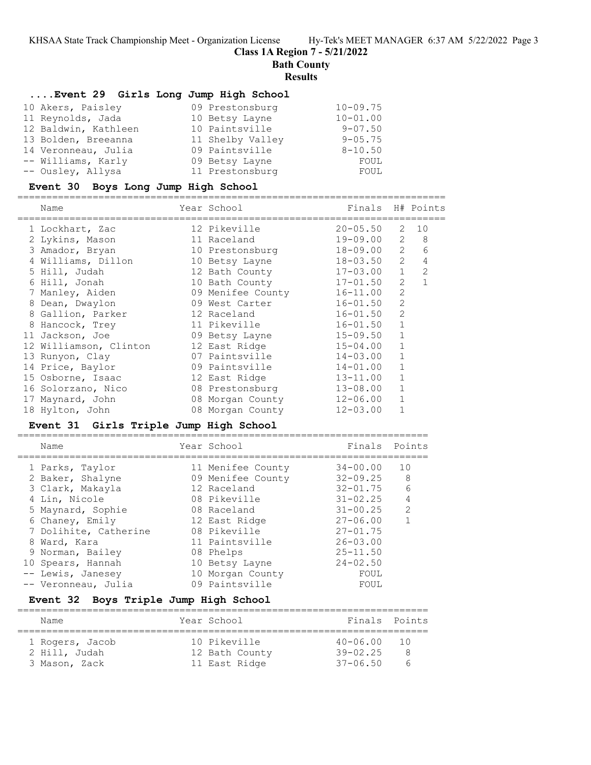## Class 1A Region 7 - 5/21/2022
## Bath County
## Results

### ....Event 29 Girls Long Jump High School

| Name | Year School | Finals |
|---|---|---|
| 10 Akers, Paisley | 09 Prestonsburg | 10-09.75 |
| 11 Reynolds, Jada | 10 Betsy Layne | 10-01.00 |
| 12 Baldwin, Kathleen | 10 Paintsville | 9-07.50 |
| 13 Bolden, Breeanna | 11 Shelby Valley | 9-05.75 |
| 14 Veronneau, Julia | 09 Paintsville | 8-10.50 |
| -- Williams, Karly | 09 Betsy Layne | FOUL |
| -- Ousley, Allysa | 11 Prestonsburg | FOUL |

### Event 30 Boys Long Jump High School

| Name | Year School | Finals | H# | Points |
|---|---|---|---|---|
| 1 Lockhart, Zac | 12 Pikeville | 20-05.50 | 2 | 10 |
| 2 Lykins, Mason | 11 Raceland | 19-09.00 | 2 | 8 |
| 3 Amador, Bryan | 10 Prestonsburg | 18-09.00 | 2 | 6 |
| 4 Williams, Dillon | 10 Betsy Layne | 18-03.50 | 2 | 4 |
| 5 Hill, Judah | 12 Bath County | 17-03.00 | 1 | 2 |
| 6 Hill, Jonah | 10 Bath County | 17-01.50 | 2 | 1 |
| 7 Manley, Aiden | 09 Menifee County | 16-11.00 | 2 | |
| 8 Dean, Dwaylon | 09 West Carter | 16-01.50 | 2 | |
| 8 Gallion, Parker | 12 Raceland | 16-01.50 | 2 | |
| 8 Hancock, Trey | 11 Pikeville | 16-01.50 | 1 | |
| 11 Jackson, Joe | 09 Betsy Layne | 15-09.50 | 1 | |
| 12 Williamson, Clinton | 12 East Ridge | 15-04.00 | 1 | |
| 13 Runyon, Clay | 07 Paintsville | 14-03.00 | 1 | |
| 14 Price, Baylor | 09 Paintsville | 14-01.00 | 1 | |
| 15 Osborne, Isaac | 12 East Ridge | 13-11.00 | 1 | |
| 16 Solorzano, Nico | 08 Prestonsburg | 13-08.00 | 1 | |
| 17 Maynard, John | 08 Morgan County | 12-06.00 | 1 | |
| 18 Hylton, John | 08 Morgan County | 12-03.00 | 1 | |

### Event 31 Girls Triple Jump High School

| Name | Year School | Finals | Points |
|---|---|---|---|
| 1 Parks, Taylor | 11 Menifee County | 34-00.00 | 10 |
| 2 Baker, Shalyne | 09 Menifee County | 32-09.25 | 8 |
| 3 Clark, Makayla | 12 Raceland | 32-01.75 | 6 |
| 4 Lin, Nicole | 08 Pikeville | 31-02.25 | 4 |
| 5 Maynard, Sophie | 08 Raceland | 31-00.25 | 2 |
| 6 Chaney, Emily | 12 East Ridge | 27-06.00 | 1 |
| 7 Dolihite, Catherine | 08 Pikeville | 27-01.75 | |
| 8 Ward, Kara | 11 Paintsville | 26-03.00 | |
| 9 Norman, Bailey | 08 Phelps | 25-11.50 | |
| 10 Spears, Hannah | 10 Betsy Layne | 24-02.50 | |
| -- Lewis, Janesey | 10 Morgan County | FOUL | |
| -- Veronneau, Julia | 09 Paintsville | FOUL | |

### Event 32 Boys Triple Jump High School

| Name | Year School | Finals | Points |
|---|---|---|---|
| 1 Rogers, Jacob | 10 Pikeville | 40-06.00 | 10 |
| 2 Hill, Judah | 12 Bath County | 39-02.25 | 8 |
| 3 Mason, Zack | 11 East Ridge | 37-06.50 | 6 |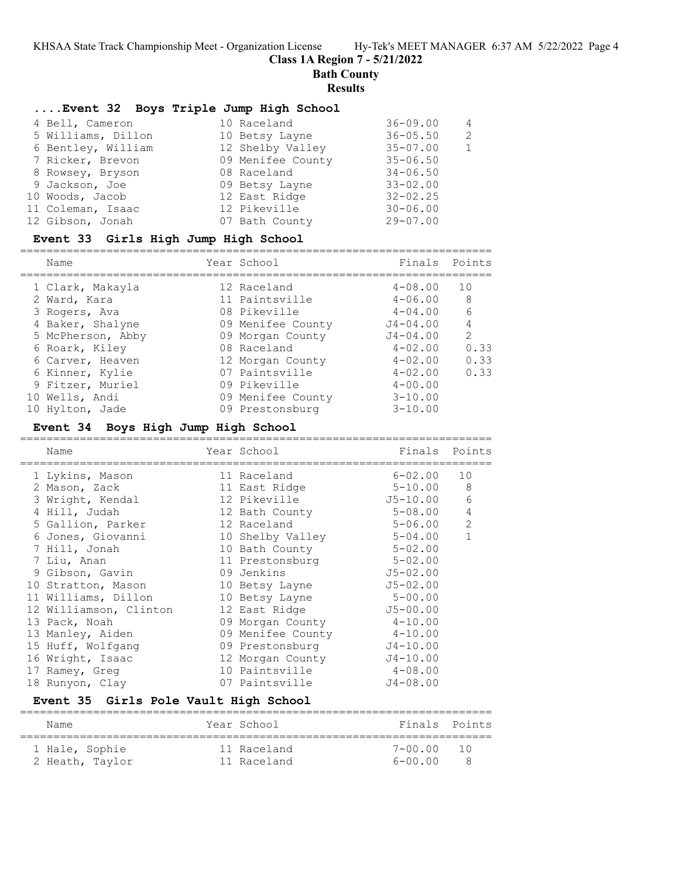## Class 1A Region 7 - 5/21/2022

## Bath County

## Results

### ....Event 32 Boys Triple Jump High School

| Place | Name | Year | School | Finals | Points |
|---|---|---|---|---|---|
| 4 | Bell, Cameron | 10 | Raceland | 36-09.00 | 4 |
| 5 | Williams, Dillon | 10 | Betsy Layne | 36-05.50 | 2 |
| 6 | Bentley, William | 12 | Shelby Valley | 35-07.00 | 1 |
| 7 | Ricker, Brevon | 09 | Menifee County | 35-06.50 | |
| 8 | Rowsey, Bryson | 08 | Raceland | 34-06.50 | |
| 9 | Jackson, Joe | 09 | Betsy Layne | 33-02.00 | |
| 10 | Woods, Jacob | 12 | East Ridge | 32-02.25 | |
| 11 | Coleman, Isaac | 12 | Pikeville | 30-06.00 | |
| 12 | Gibson, Jonah | 07 | Bath County | 29-07.00 | |

### Event 33 Girls High Jump High School

| Place | Name | Year | School | Finals | Points |
|---|---|---|---|---|---|
| 1 | Clark, Makayla | 12 | Raceland | 4-08.00 | 10 |
| 2 | Ward, Kara | 11 | Paintsville | 4-06.00 | 8 |
| 3 | Rogers, Ava | 08 | Pikeville | 4-04.00 | 6 |
| 4 | Baker, Shalyne | 09 | Menifee County | J4-04.00 | 4 |
| 5 | McPherson, Abby | 09 | Morgan County | J4-04.00 | 2 |
| 6 | Roark, Kiley | 08 | Raceland | 4-02.00 | 0.33 |
| 6 | Carver, Heaven | 12 | Morgan County | 4-02.00 | 0.33 |
| 6 | Kinner, Kylie | 07 | Paintsville | 4-02.00 | 0.33 |
| 9 | Fitzer, Muriel | 09 | Pikeville | 4-00.00 | |
| 10 | Wells, Andi | 09 | Menifee County | 3-10.00 | |
| 10 | Hylton, Jade | 09 | Prestonsburg | 3-10.00 | |

### Event 34 Boys High Jump High School

| Place | Name | Year | School | Finals | Points |
|---|---|---|---|---|---|
| 1 | Lykins, Mason | 11 | Raceland | 6-02.00 | 10 |
| 2 | Mason, Zack | 11 | East Ridge | 5-10.00 | 8 |
| 3 | Wright, Kendal | 12 | Pikeville | J5-10.00 | 6 |
| 4 | Hill, Judah | 12 | Bath County | 5-08.00 | 4 |
| 5 | Gallion, Parker | 12 | Raceland | 5-06.00 | 2 |
| 6 | Jones, Giovanni | 10 | Shelby Valley | 5-04.00 | 1 |
| 7 | Hill, Jonah | 10 | Bath County | 5-02.00 | |
| 7 | Liu, Anan | 11 | Prestonsburg | 5-02.00 | |
| 9 | Gibson, Gavin | 09 | Jenkins | J5-02.00 | |
| 10 | Stratton, Mason | 10 | Betsy Layne | J5-02.00 | |
| 11 | Williams, Dillon | 10 | Betsy Layne | 5-00.00 | |
| 12 | Williamson, Clinton | 12 | East Ridge | J5-00.00 | |
| 13 | Pack, Noah | 09 | Morgan County | 4-10.00 | |
| 13 | Manley, Aiden | 09 | Menifee County | 4-10.00 | |
| 15 | Huff, Wolfgang | 09 | Prestonsburg | J4-10.00 | |
| 16 | Wright, Isaac | 12 | Morgan County | J4-10.00 | |
| 17 | Ramey, Greg | 10 | Paintsville | 4-08.00 | |
| 18 | Runyon, Clay | 07 | Paintsville | J4-08.00 | |

### Event 35 Girls Pole Vault High School

| Place | Name | Year | School | Finals | Points |
|---|---|---|---|---|---|
| 1 | Hale, Sophie | 11 | Raceland | 7-00.00 | 10 |
| 2 | Heath, Taylor | 11 | Raceland | 6-00.00 | 8 |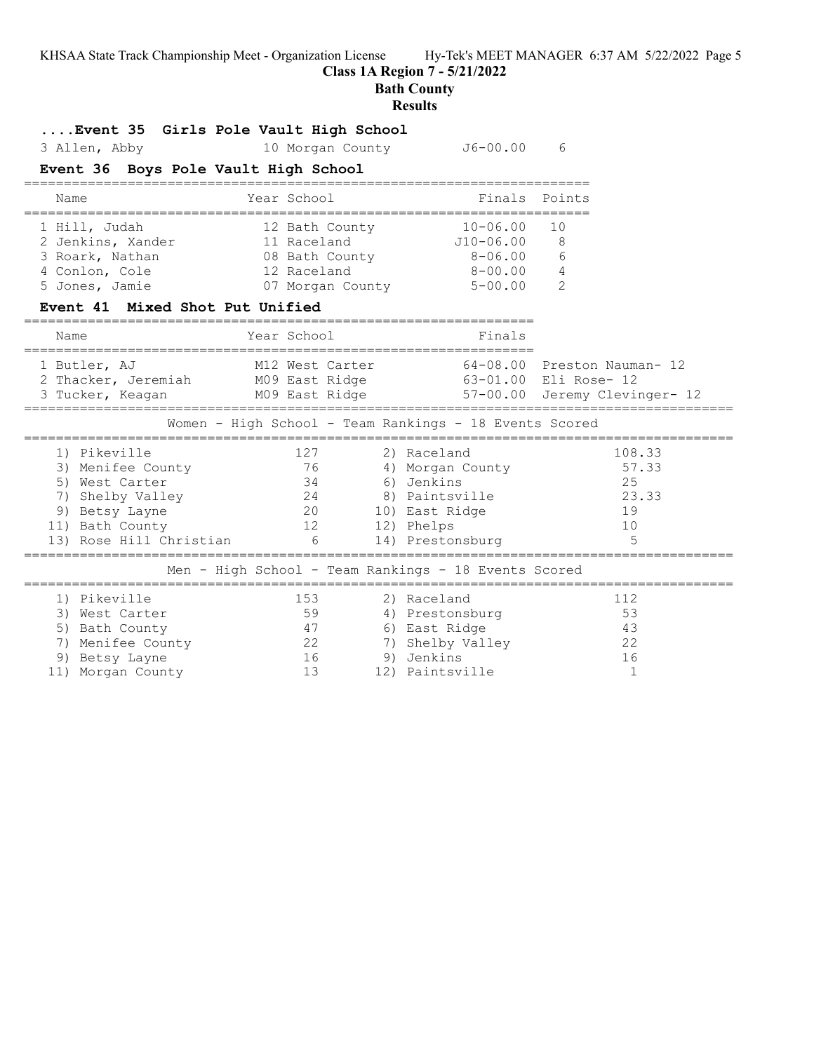**Class 1A Region 7 - 5/21/2022**

**Bath County**

**Results**

### ....Event 35 Girls Pole Vault High School

| Name | Year | School | Finals | Points |
|---|---|---|---|---|
| 3 Allen, Abby | 10 | Morgan County | J6-00.00 | 6 |

### Event 36 Boys Pole Vault High School

| Name | Year | School | Finals | Points |
|---|---|---|---|---|
| 1 Hill, Judah | 12 | Bath County | 10-06.00 | 10 |
| 2 Jenkins, Xander | 11 | Raceland | J10-06.00 | 8 |
| 3 Roark, Nathan | 08 | Bath County | 8-06.00 | 6 |
| 4 Conlon, Cole | 12 | Raceland | 8-00.00 | 4 |
| 5 Jones, Jamie | 07 | Morgan County | 5-00.00 | 2 |

### Event 41 Mixed Shot Put Unified

| Name | Year | School | Finals | |
|---|---|---|---|---|
| 1 Butler, AJ | M12 | West Carter | 64-08.00 | Preston Nauman- 12 |
| 2 Thacker, Jeremiah | M09 | East Ridge | 63-01.00 | Eli Rose- 12 |
| 3 Tucker, Keagan | M09 | East Ridge | 57-00.00 | Jeremy Clevinger- 12 |

### Women - High School - Team Rankings - 18 Events Scored

| | | | |
|---|---|---|---|
| 1) Pikeville | 127 | 2) Raceland | 108.33 |
| 3) Menifee County | 76 | 4) Morgan County | 57.33 |
| 5) West Carter | 34 | 6) Jenkins | 25 |
| 7) Shelby Valley | 24 | 8) Paintsville | 23.33 |
| 9) Betsy Layne | 20 | 10) East Ridge | 19 |
| 11) Bath County | 12 | 12) Phelps | 10 |
| 13) Rose Hill Christian | 6 | 14) Prestonsburg | 5 |

### Men - High School - Team Rankings - 18 Events Scored

| | | | |
|---|---|---|---|
| 1) Pikeville | 153 | 2) Raceland | 112 |
| 3) West Carter | 59 | 4) Prestonsburg | 53 |
| 5) Bath County | 47 | 6) East Ridge | 43 |
| 7) Menifee County | 22 | 7) Shelby Valley | 22 |
| 9) Betsy Layne | 16 | 9) Jenkins | 16 |
| 11) Morgan County | 13 | 12) Paintsville | 1 |